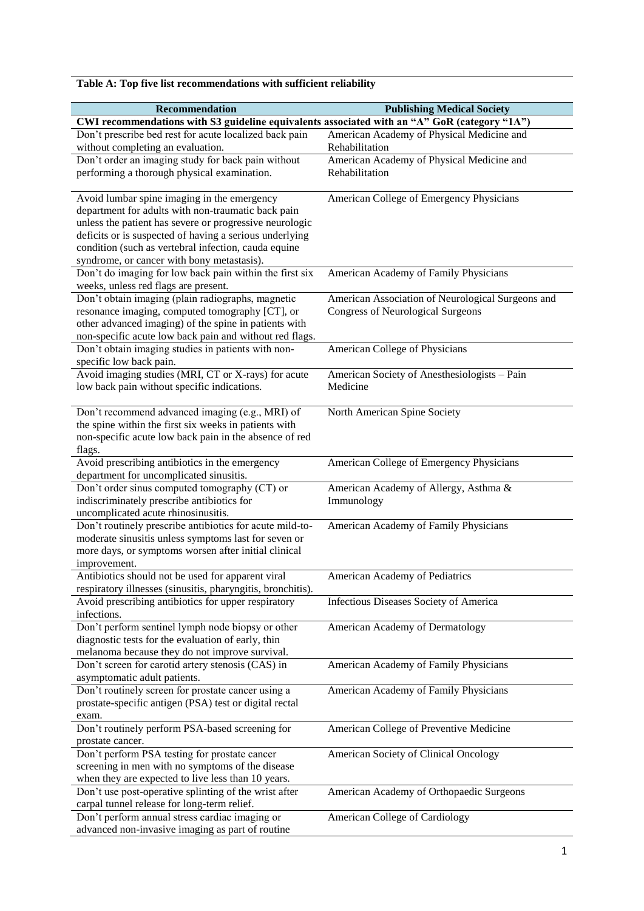**Table A: Top five list recommendations with sufficient reliability**

| Recommendation | Publishing Medical Society |
|---|---|
| **CWI recommendations with S3 guideline equivalents associated with an "A" GoR (category "1A")** | |
| Don't prescribe bed rest for acute localized back pain without completing an evaluation. | American Academy of Physical Medicine and Rehabilitation |
| Don't order an imaging study for back pain without performing a thorough physical examination. | American Academy of Physical Medicine and Rehabilitation |
| Avoid lumbar spine imaging in the emergency department for adults with non-traumatic back pain unless the patient has severe or progressive neurologic deficits or is suspected of having a serious underlying condition (such as vertebral infection, cauda equine syndrome, or cancer with bony metastasis). | American College of Emergency Physicians |
| Don't do imaging for low back pain within the first six weeks, unless red flags are present. | American Academy of Family Physicians |
| Don't obtain imaging (plain radiographs, magnetic resonance imaging, computed tomography [CT], or other advanced imaging) of the spine in patients with non-specific acute low back pain and without red flags. | American Association of Neurological Surgeons and Congress of Neurological Surgeons |
| Don't obtain imaging studies in patients with non-specific low back pain. | American College of Physicians |
| Avoid imaging studies (MRI, CT or X-rays) for acute low back pain without specific indications. | American Society of Anesthesiologists – Pain Medicine |
| Don't recommend advanced imaging (e.g., MRI) of the spine within the first six weeks in patients with non-specific acute low back pain in the absence of red flags. | North American Spine Society |
| Avoid prescribing antibiotics in the emergency department for uncomplicated sinusitis. | American College of Emergency Physicians |
| Don't order sinus computed tomography (CT) or indiscriminately prescribe antibiotics for uncomplicated acute rhinosinusitis. | American Academy of Allergy, Asthma & Immunology |
| Don't routinely prescribe antibiotics for acute mild-to-moderate sinusitis unless symptoms last for seven or more days, or symptoms worsen after initial clinical improvement. | American Academy of Family Physicians |
| Antibiotics should not be used for apparent viral respiratory illnesses (sinusitis, pharyngitis, bronchitis). | American Academy of Pediatrics |
| Avoid prescribing antibiotics for upper respiratory infections. | Infectious Diseases Society of America |
| Don't perform sentinel lymph node biopsy or other diagnostic tests for the evaluation of early, thin melanoma because they do not improve survival. | American Academy of Dermatology |
| Don't screen for carotid artery stenosis (CAS) in asymptomatic adult patients. | American Academy of Family Physicians |
| Don't routinely screen for prostate cancer using a prostate-specific antigen (PSA) test or digital rectal exam. | American Academy of Family Physicians |
| Don't routinely perform PSA-based screening for prostate cancer. | American College of Preventive Medicine |
| Don't perform PSA testing for prostate cancer screening in men with no symptoms of the disease when they are expected to live less than 10 years. | American Society of Clinical Oncology |
| Don't use post-operative splinting of the wrist after carpal tunnel release for long-term relief. | American Academy of Orthopaedic Surgeons |
| Don't perform annual stress cardiac imaging or advanced non-invasive imaging as part of routine | American College of Cardiology |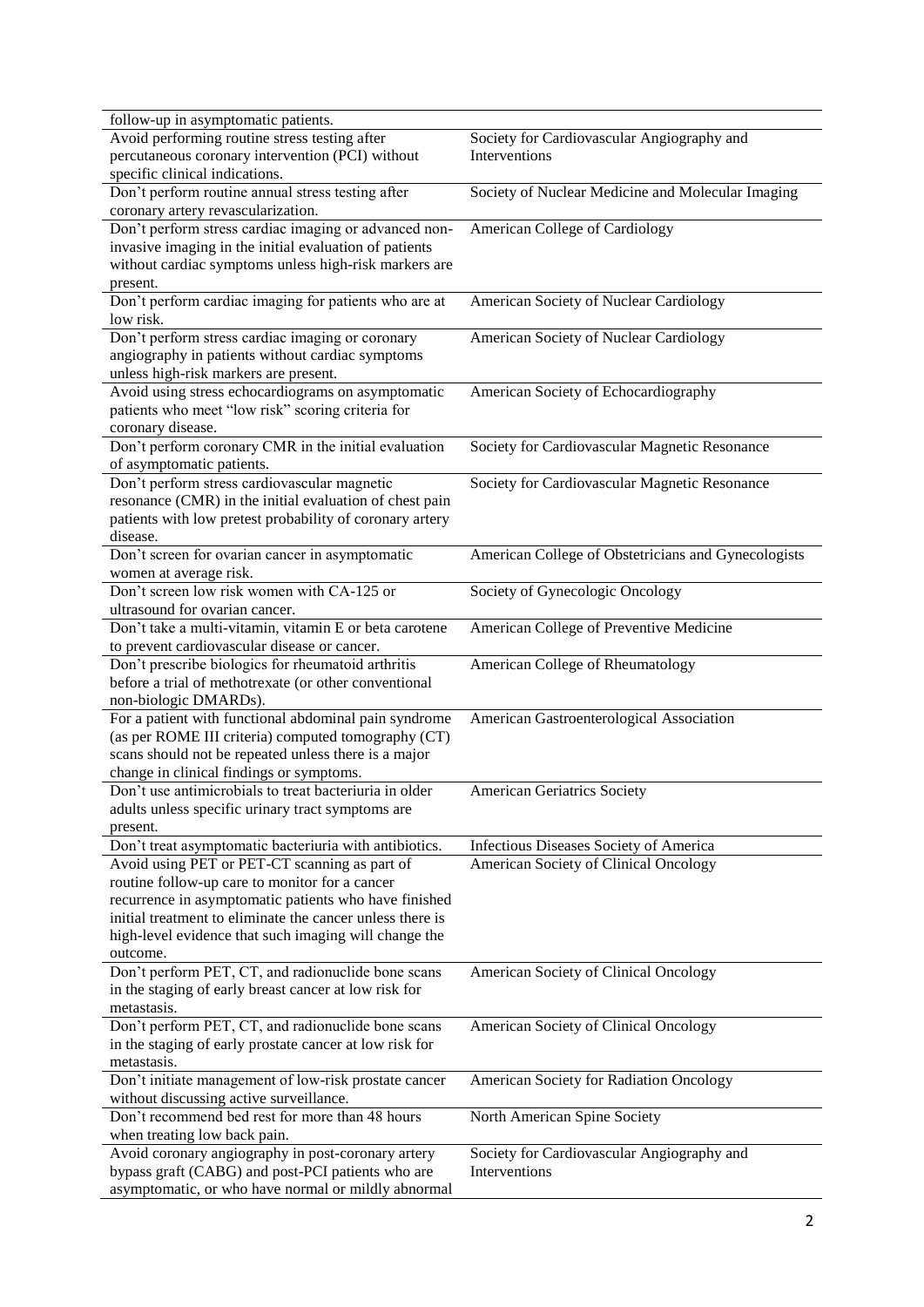| | |
|---|---|
| follow-up in asymptomatic patients. | |
| Avoid performing routine stress testing after percutaneous coronary intervention (PCI) without specific clinical indications. | Society for Cardiovascular Angiography and Interventions |
| Don't perform routine annual stress testing after coronary artery revascularization. | Society of Nuclear Medicine and Molecular Imaging |
| Don't perform stress cardiac imaging or advanced non-invasive imaging in the initial evaluation of patients without cardiac symptoms unless high-risk markers are present. | American College of Cardiology |
| Don't perform cardiac imaging for patients who are at low risk. | American Society of Nuclear Cardiology |
| Don't perform stress cardiac imaging or coronary angiography in patients without cardiac symptoms unless high-risk markers are present. | American Society of Nuclear Cardiology |
| Avoid using stress echocardiograms on asymptomatic patients who meet "low risk" scoring criteria for coronary disease. | American Society of Echocardiography |
| Don't perform coronary CMR in the initial evaluation of asymptomatic patients. | Society for Cardiovascular Magnetic Resonance |
| Don't perform stress cardiovascular magnetic resonance (CMR) in the initial evaluation of chest pain patients with low pretest probability of coronary artery disease. | Society for Cardiovascular Magnetic Resonance |
| Don't screen for ovarian cancer in asymptomatic women at average risk. | American College of Obstetricians and Gynecologists |
| Don't screen low risk women with CA-125 or ultrasound for ovarian cancer. | Society of Gynecologic Oncology |
| Don't take a multi-vitamin, vitamin E or beta carotene to prevent cardiovascular disease or cancer. | American College of Preventive Medicine |
| Don't prescribe biologics for rheumatoid arthritis before a trial of methotrexate (or other conventional non-biologic DMARDs). | American College of Rheumatology |
| For a patient with functional abdominal pain syndrome (as per ROME III criteria) computed tomography (CT) scans should not be repeated unless there is a major change in clinical findings or symptoms. | American Gastroenterological Association |
| Don't use antimicrobials to treat bacteriuria in older adults unless specific urinary tract symptoms are present. | American Geriatrics Society |
| Don't treat asymptomatic bacteriuria with antibiotics. | Infectious Diseases Society of America |
| Avoid using PET or PET-CT scanning as part of routine follow-up care to monitor for a cancer recurrence in asymptomatic patients who have finished initial treatment to eliminate the cancer unless there is high-level evidence that such imaging will change the outcome. | American Society of Clinical Oncology |
| Don't perform PET, CT, and radionuclide bone scans in the staging of early breast cancer at low risk for metastasis. | American Society of Clinical Oncology |
| Don't perform PET, CT, and radionuclide bone scans in the staging of early prostate cancer at low risk for metastasis. | American Society of Clinical Oncology |
| Don't initiate management of low-risk prostate cancer without discussing active surveillance. | American Society for Radiation Oncology |
| Don't recommend bed rest for more than 48 hours when treating low back pain. | North American Spine Society |
| Avoid coronary angiography in post-coronary artery bypass graft (CABG) and post-PCI patients who are asymptomatic, or who have normal or mildly abnormal | Society for Cardiovascular Angiography and Interventions |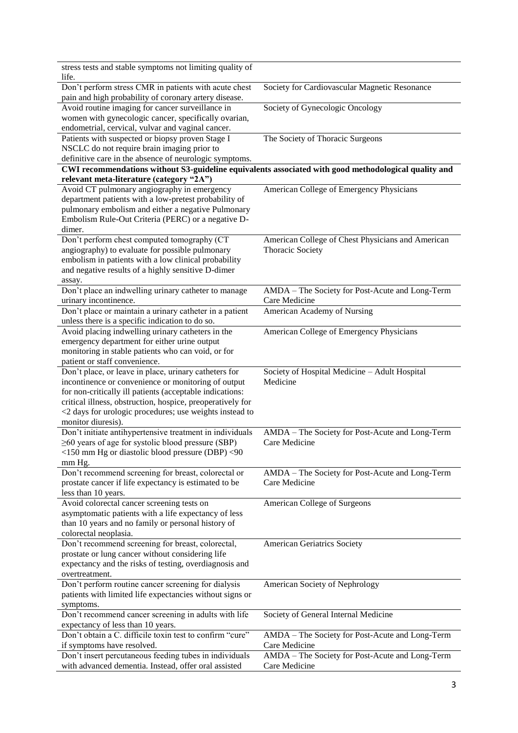| | |
|---|---|
| stress tests and stable symptoms not limiting quality of life. | |
| Don't perform stress CMR in patients with acute chest pain and high probability of coronary artery disease. | Society for Cardiovascular Magnetic Resonance |
| Avoid routine imaging for cancer surveillance in women with gynecologic cancer, specifically ovarian, endometrial, cervical, vulvar and vaginal cancer. | Society of Gynecologic Oncology |
| Patients with suspected or biopsy proven Stage I NSCLC do not require brain imaging prior to definitive care in the absence of neurologic symptoms. | The Society of Thoracic Surgeons |
| **CWI recommendations without S3-guideline equivalents associated with good methodological quality and relevant meta-literature (category "2A")** | |
| Avoid CT pulmonary angiography in emergency department patients with a low-pretest probability of pulmonary embolism and either a negative Pulmonary Embolism Rule-Out Criteria (PERC) or a negative D-dimer. | American College of Emergency Physicians |
| Don't perform chest computed tomography (CT angiography) to evaluate for possible pulmonary embolism in patients with a low clinical probability and negative results of a highly sensitive D-dimer assay. | American College of Chest Physicians and American Thoracic Society |
| Don't place an indwelling urinary catheter to manage urinary incontinence. | AMDA – The Society for Post-Acute and Long-Term Care Medicine |
| Don't place or maintain a urinary catheter in a patient unless there is a specific indication to do so. | American Academy of Nursing |
| Avoid placing indwelling urinary catheters in the emergency department for either urine output monitoring in stable patients who can void, or for patient or staff convenience. | American College of Emergency Physicians |
| Don't place, or leave in place, urinary catheters for incontinence or convenience or monitoring of output for non-critically ill patients (acceptable indications: critical illness, obstruction, hospice, preoperatively for <2 days for urologic procedures; use weights instead to monitor diuresis). | Society of Hospital Medicine – Adult Hospital Medicine |
| Don't initiate antihypertensive treatment in individuals ≥60 years of age for systolic blood pressure (SBP) <150 mm Hg or diastolic blood pressure (DBP) <90 mm Hg. | AMDA – The Society for Post-Acute and Long-Term Care Medicine |
| Don't recommend screening for breast, colorectal or prostate cancer if life expectancy is estimated to be less than 10 years. | AMDA – The Society for Post-Acute and Long-Term Care Medicine |
| Avoid colorectal cancer screening tests on asymptomatic patients with a life expectancy of less than 10 years and no family or personal history of colorectal neoplasia. | American College of Surgeons |
| Don't recommend screening for breast, colorectal, prostate or lung cancer without considering life expectancy and the risks of testing, overdiagnosis and overtreatment. | American Geriatrics Society |
| Don't perform routine cancer screening for dialysis patients with limited life expectancies without signs or symptoms. | American Society of Nephrology |
| Don't recommend cancer screening in adults with life expectancy of less than 10 years. | Society of General Internal Medicine |
| Don't obtain a C. difficile toxin test to confirm "cure" if symptoms have resolved. | AMDA – The Society for Post-Acute and Long-Term Care Medicine |
| Don't insert percutaneous feeding tubes in individuals with advanced dementia. Instead, offer oral assisted | AMDA – The Society for Post-Acute and Long-Term Care Medicine |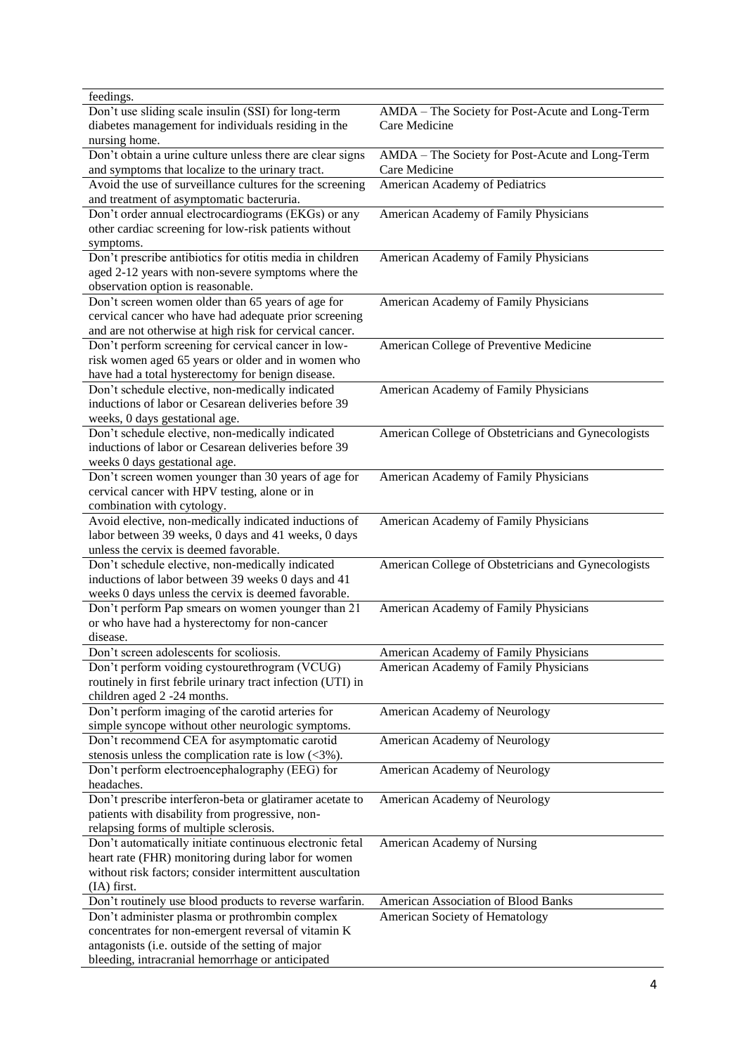| | |
|---|---|
| feedings. | |
| Don't use sliding scale insulin (SSI) for long-term diabetes management for individuals residing in the nursing home. | AMDA – The Society for Post-Acute and Long-Term Care Medicine |
| Don't obtain a urine culture unless there are clear signs and symptoms that localize to the urinary tract. | AMDA – The Society for Post-Acute and Long-Term Care Medicine |
| Avoid the use of surveillance cultures for the screening and treatment of asymptomatic bacteruria. | American Academy of Pediatrics |
| Don't order annual electrocardiograms (EKGs) or any other cardiac screening for low-risk patients without symptoms. | American Academy of Family Physicians |
| Don't prescribe antibiotics for otitis media in children aged 2-12 years with non-severe symptoms where the observation option is reasonable. | American Academy of Family Physicians |
| Don't screen women older than 65 years of age for cervical cancer who have had adequate prior screening and are not otherwise at high risk for cervical cancer. | American Academy of Family Physicians |
| Don't perform screening for cervical cancer in low-risk women aged 65 years or older and in women who have had a total hysterectomy for benign disease. | American College of Preventive Medicine |
| Don't schedule elective, non-medically indicated inductions of labor or Cesarean deliveries before 39 weeks, 0 days gestational age. | American Academy of Family Physicians |
| Don't schedule elective, non-medically indicated inductions of labor or Cesarean deliveries before 39 weeks 0 days gestational age. | American College of Obstetricians and Gynecologists |
| Don't screen women younger than 30 years of age for cervical cancer with HPV testing, alone or in combination with cytology. | American Academy of Family Physicians |
| Avoid elective, non-medically indicated inductions of labor between 39 weeks, 0 days and 41 weeks, 0 days unless the cervix is deemed favorable. | American Academy of Family Physicians |
| Don't schedule elective, non-medically indicated inductions of labor between 39 weeks 0 days and 41 weeks 0 days unless the cervix is deemed favorable. | American College of Obstetricians and Gynecologists |
| Don't perform Pap smears on women younger than 21 or who have had a hysterectomy for non-cancer disease. | American Academy of Family Physicians |
| Don't screen adolescents for scoliosis. | American Academy of Family Physicians |
| Don't perform voiding cystourethrogram (VCUG) routinely in first febrile urinary tract infection (UTI) in children aged 2 -24 months. | American Academy of Family Physicians |
| Don't perform imaging of the carotid arteries for simple syncope without other neurologic symptoms. | American Academy of Neurology |
| Don't recommend CEA for asymptomatic carotid stenosis unless the complication rate is low (<3%). | American Academy of Neurology |
| Don't perform electroencephalography (EEG) for headaches. | American Academy of Neurology |
| Don't prescribe interferon-beta or glatiramer acetate to patients with disability from progressive, non-relapsing forms of multiple sclerosis. | American Academy of Neurology |
| Don't automatically initiate continuous electronic fetal heart rate (FHR) monitoring during labor for women without risk factors; consider intermittent auscultation (IA) first. | American Academy of Nursing |
| Don't routinely use blood products to reverse warfarin. | American Association of Blood Banks |
| Don't administer plasma or prothrombin complex concentrates for non-emergent reversal of vitamin K antagonists (i.e. outside of the setting of major bleeding, intracranial hemorrhage or anticipated | American Society of Hematology |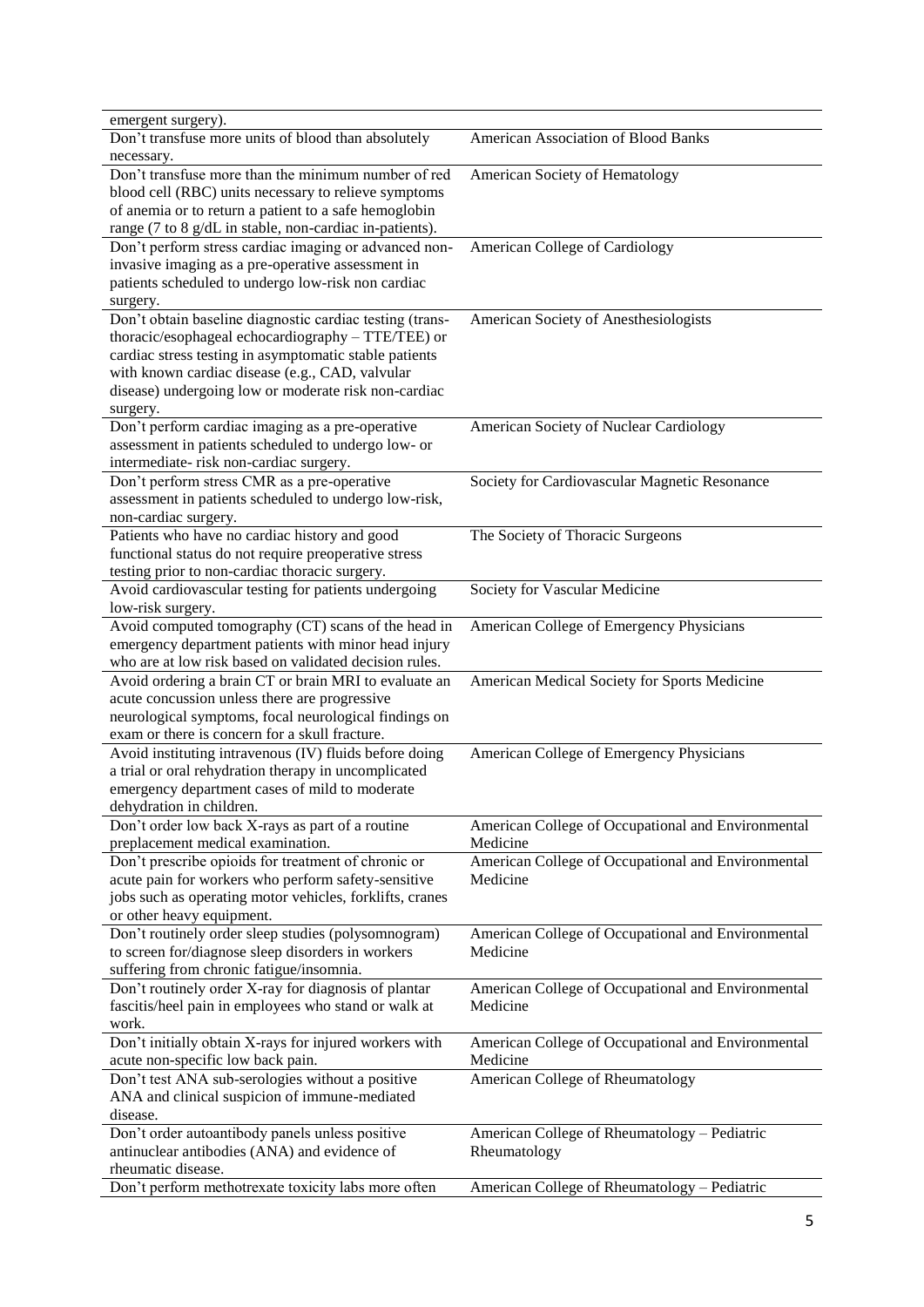| | |
|---|---|
| emergent surgery). | |
| Don't transfuse more units of blood than absolutely necessary. | American Association of Blood Banks |
| Don't transfuse more than the minimum number of red blood cell (RBC) units necessary to relieve symptoms of anemia or to return a patient to a safe hemoglobin range (7 to 8 g/dL in stable, non-cardiac in-patients). | American Society of Hematology |
| Don't perform stress cardiac imaging or advanced non-invasive imaging as a pre-operative assessment in patients scheduled to undergo low-risk non cardiac surgery. | American College of Cardiology |
| Don't obtain baseline diagnostic cardiac testing (trans-thoracic/esophageal echocardiography – TTE/TEE) or cardiac stress testing in asymptomatic stable patients with known cardiac disease (e.g., CAD, valvular disease) undergoing low or moderate risk non-cardiac surgery. | American Society of Anesthesiologists |
| Don't perform cardiac imaging as a pre-operative assessment in patients scheduled to undergo low- or intermediate- risk non-cardiac surgery. | American Society of Nuclear Cardiology |
| Don't perform stress CMR as a pre-operative assessment in patients scheduled to undergo low-risk, non-cardiac surgery. | Society for Cardiovascular Magnetic Resonance |
| Patients who have no cardiac history and good functional status do not require preoperative stress testing prior to non-cardiac thoracic surgery. | The Society of Thoracic Surgeons |
| Avoid cardiovascular testing for patients undergoing low-risk surgery. | Society for Vascular Medicine |
| Avoid computed tomography (CT) scans of the head in emergency department patients with minor head injury who are at low risk based on validated decision rules. | American College of Emergency Physicians |
| Avoid ordering a brain CT or brain MRI to evaluate an acute concussion unless there are progressive neurological symptoms, focal neurological findings on exam or there is concern for a skull fracture. | American Medical Society for Sports Medicine |
| Avoid instituting intravenous (IV) fluids before doing a trial or oral rehydration therapy in uncomplicated emergency department cases of mild to moderate dehydration in children. | American College of Emergency Physicians |
| Don't order low back X-rays as part of a routine preplacement medical examination. | American College of Occupational and Environmental Medicine |
| Don't prescribe opioids for treatment of chronic or acute pain for workers who perform safety-sensitive jobs such as operating motor vehicles, forklifts, cranes or other heavy equipment. | American College of Occupational and Environmental Medicine |
| Don't routinely order sleep studies (polysomnogram) to screen for/diagnose sleep disorders in workers suffering from chronic fatigue/insomnia. | American College of Occupational and Environmental Medicine |
| Don't routinely order X-ray for diagnosis of plantar fascitis/heel pain in employees who stand or walk at work. | American College of Occupational and Environmental Medicine |
| Don't initially obtain X-rays for injured workers with acute non-specific low back pain. | American College of Occupational and Environmental Medicine |
| Don't test ANA sub-serologies without a positive ANA and clinical suspicion of immune-mediated disease. | American College of Rheumatology |
| Don't order autoantibody panels unless positive antinuclear antibodies (ANA) and evidence of rheumatic disease. | American College of Rheumatology – Pediatric Rheumatology |
| Don't perform methotrexate toxicity labs more often | American College of Rheumatology – Pediatric |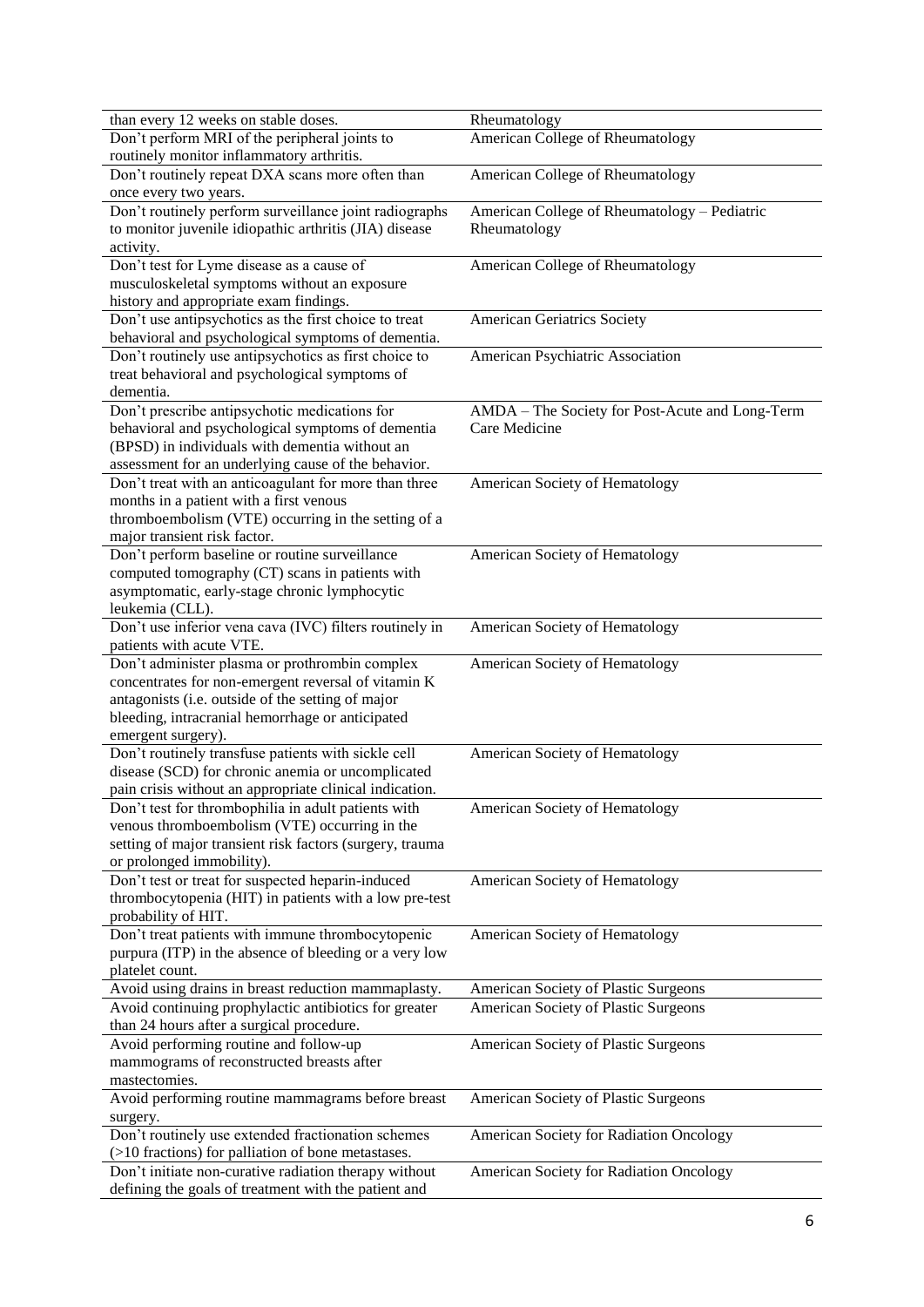| | |
|---|---|
| than every 12 weeks on stable doses. | Rheumatology |
| Don't perform MRI of the peripheral joints to routinely monitor inflammatory arthritis. | American College of Rheumatology |
| Don't routinely repeat DXA scans more often than once every two years. | American College of Rheumatology |
| Don't routinely perform surveillance joint radiographs to monitor juvenile idiopathic arthritis (JIA) disease activity. | American College of Rheumatology – Pediatric Rheumatology |
| Don't test for Lyme disease as a cause of musculoskeletal symptoms without an exposure history and appropriate exam findings. | American College of Rheumatology |
| Don't use antipsychotics as the first choice to treat behavioral and psychological symptoms of dementia. | American Geriatrics Society |
| Don't routinely use antipsychotics as first choice to treat behavioral and psychological symptoms of dementia. | American Psychiatric Association |
| Don't prescribe antipsychotic medications for behavioral and psychological symptoms of dementia (BPSD) in individuals with dementia without an assessment for an underlying cause of the behavior. | AMDA – The Society for Post-Acute and Long-Term Care Medicine |
| Don't treat with an anticoagulant for more than three months in a patient with a first venous thromboembolism (VTE) occurring in the setting of a major transient risk factor. | American Society of Hematology |
| Don't perform baseline or routine surveillance computed tomography (CT) scans in patients with asymptomatic, early-stage chronic lymphocytic leukemia (CLL). | American Society of Hematology |
| Don't use inferior vena cava (IVC) filters routinely in patients with acute VTE. | American Society of Hematology |
| Don't administer plasma or prothrombin complex concentrates for non-emergent reversal of vitamin K antagonists (i.e. outside of the setting of major bleeding, intracranial hemorrhage or anticipated emergent surgery). | American Society of Hematology |
| Don't routinely transfuse patients with sickle cell disease (SCD) for chronic anemia or uncomplicated pain crisis without an appropriate clinical indication. | American Society of Hematology |
| Don't test for thrombophilia in adult patients with venous thromboembolism (VTE) occurring in the setting of major transient risk factors (surgery, trauma or prolonged immobility). | American Society of Hematology |
| Don't test or treat for suspected heparin-induced thrombocytopenia (HIT) in patients with a low pre-test probability of HIT. | American Society of Hematology |
| Don't treat patients with immune thrombocytopenic purpura (ITP) in the absence of bleeding or a very low platelet count. | American Society of Hematology |
| Avoid using drains in breast reduction mammaplasty. | American Society of Plastic Surgeons |
| Avoid continuing prophylactic antibiotics for greater than 24 hours after a surgical procedure. | American Society of Plastic Surgeons |
| Avoid performing routine and follow-up mammograms of reconstructed breasts after mastectomies. | American Society of Plastic Surgeons |
| Avoid performing routine mammagrams before breast surgery. | American Society of Plastic Surgeons |
| Don't routinely use extended fractionation schemes (>10 fractions) for palliation of bone metastases. | American Society for Radiation Oncology |
| Don't initiate non-curative radiation therapy without defining the goals of treatment with the patient and | American Society for Radiation Oncology |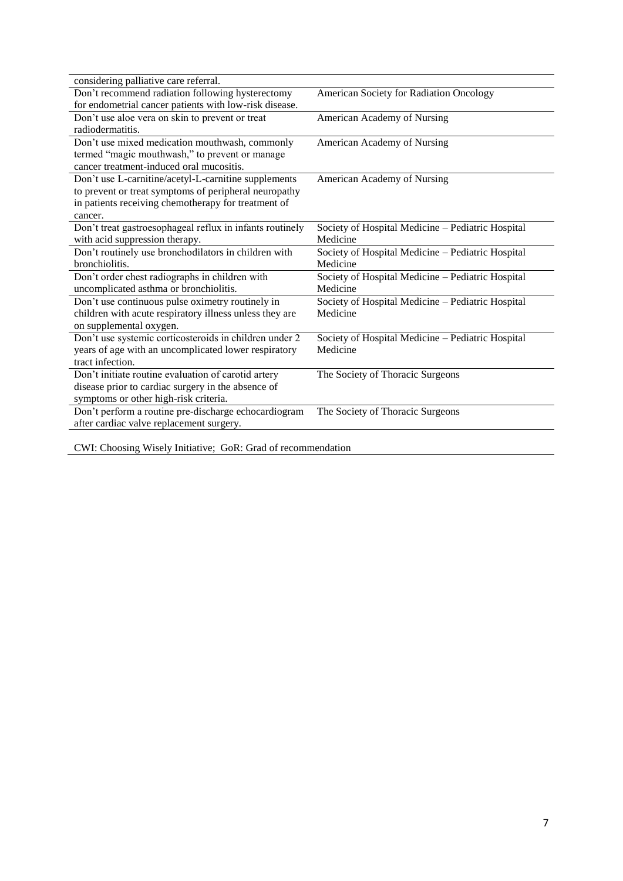| | |
|---|---|
| considering palliative care referral. | |
| Don't recommend radiation following hysterectomy for endometrial cancer patients with low-risk disease. | American Society for Radiation Oncology |
| Don't use aloe vera on skin to prevent or treat radiodermatitis. | American Academy of Nursing |
| Don't use mixed medication mouthwash, commonly termed "magic mouthwash," to prevent or manage cancer treatment-induced oral mucositis. | American Academy of Nursing |
| Don't use L-carnitine/acetyl-L-carnitine supplements to prevent or treat symptoms of peripheral neuropathy in patients receiving chemotherapy for treatment of cancer. | American Academy of Nursing |
| Don't treat gastroesophageal reflux in infants routinely with acid suppression therapy. | Society of Hospital Medicine – Pediatric Hospital Medicine |
| Don't routinely use bronchodilators in children with bronchiolitis. | Society of Hospital Medicine – Pediatric Hospital Medicine |
| Don't order chest radiographs in children with uncomplicated asthma or bronchiolitis. | Society of Hospital Medicine – Pediatric Hospital Medicine |
| Don't use continuous pulse oximetry routinely in children with acute respiratory illness unless they are on supplemental oxygen. | Society of Hospital Medicine – Pediatric Hospital Medicine |
| Don't use systemic corticosteroids in children under 2 years of age with an uncomplicated lower respiratory tract infection. | Society of Hospital Medicine – Pediatric Hospital Medicine |
| Don't initiate routine evaluation of carotid artery disease prior to cardiac surgery in the absence of symptoms or other high-risk criteria. | The Society of Thoracic Surgeons |
| Don't perform a routine pre-discharge echocardiogram after cardiac valve replacement surgery. | The Society of Thoracic Surgeons |

CWI: Choosing Wisely Initiative; GoR: Grad of recommendation